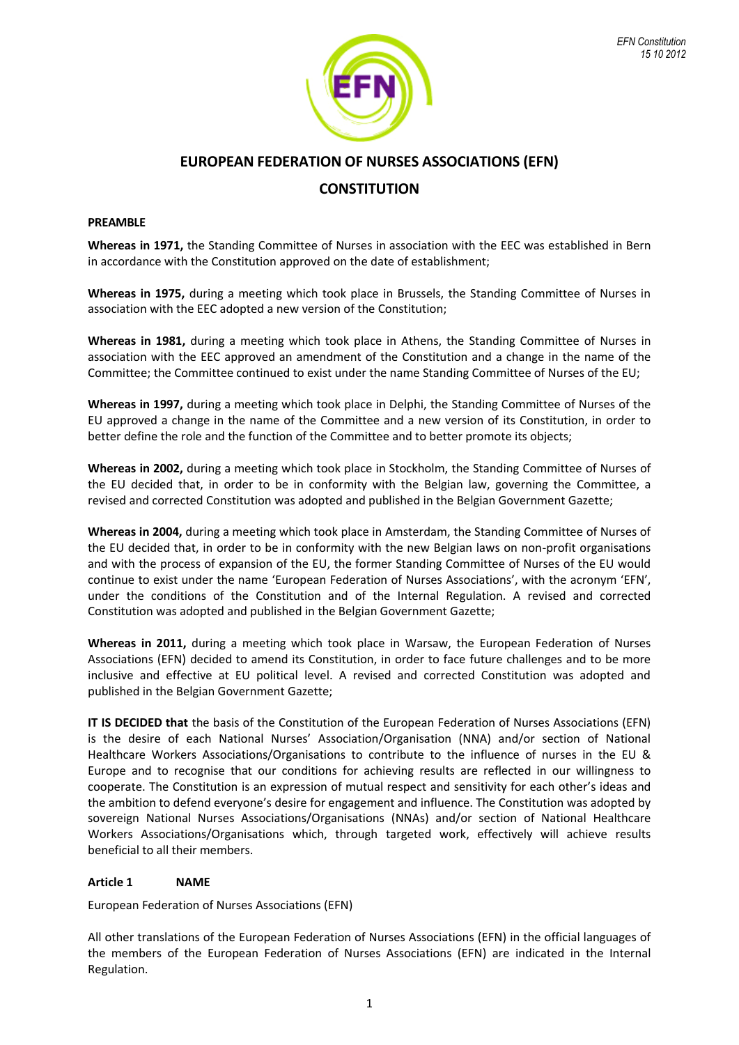# EUROPEAN FEDERATION OF NURSES ASSOCIATIONS (EFN)

## CONSTITUTION

**PREAMBLE**

**Whereas in 1971,** the Standing Committee of Nurses in association with the EEC was established in Bern in accordance with the Constitution approved on the date of establishment;

**Whereas in 1975,** during a meeting which took place in Brussels, the Standing Committee of Nurses in association with the EEC adopted a new version of the Constitution;

**Whereas in 1981,** during a meeting which took place in Athens, the Standing Committee of Nurses in association with the EEC approved an amendment of the Constitution and a change in the name of the Committee; the Committee continued to exist under the name Standing Committee of Nurses of the EU;

**Whereas in 1997,** during a meeting which took place in Delphi, the Standing Committee of Nurses of the EU approved a change in the name of the Committee and a new version of its Constitution, in order to better define the role and the function of the Committee and to better promote its objects;

**Whereas in 2002,** during a meeting which took place in Stockholm, the Standing Committee of Nurses of the EU decided that, in order to be in conformity with the Belgian law, governing the Committee, a revised and corrected Constitution was adopted and published in the Belgian Government Gazette;

**Whereas in 2004,** during a meeting which took place in Amsterdam, the Standing Committee of Nurses of the EU decided that, in order to be in conformity with the new Belgian laws on non-profit organisations and with the process of expansion of the EU, the former Standing Committee of Nurses of the EU would continue to exist under the name 'European Federation of Nurses Associations', with the acronym 'EFN', under the conditions of the Constitution and of the Internal Regulation. A revised and corrected Constitution was adopted and published in the Belgian Government Gazette;

**Whereas in 2011,** during a meeting which took place in Warsaw, the European Federation of Nurses Associations (EFN) decided to amend its Constitution, in order to face future challenges and to be more inclusive and effective at EU political level. A revised and corrected Constitution was adopted and published in the Belgian Government Gazette;

**IT IS DECIDED that** the basis of the Constitution of the European Federation of Nurses Associations (EFN) is the desire of each National Nurses' Association/Organisation (NNA) and/or section of National Healthcare Workers Associations/Organisations to contribute to the influence of nurses in the EU & Europe and to recognise that our conditions for achieving results are reflected in our willingness to cooperate. The Constitution is an expression of mutual respect and sensitivity for each other's ideas and the ambition to defend everyone's desire for engagement and influence. The Constitution was adopted by sovereign National Nurses Associations/Organisations (NNAs) and/or section of National Healthcare Workers Associations/Organisations which, through targeted work, effectively will achieve results beneficial to all their members.

### Article 1 NAME

European Federation of Nurses Associations (EFN)

All other translations of the European Federation of Nurses Associations (EFN) in the official languages of the members of the European Federation of Nurses Associations (EFN) are indicated in the Internal Regulation.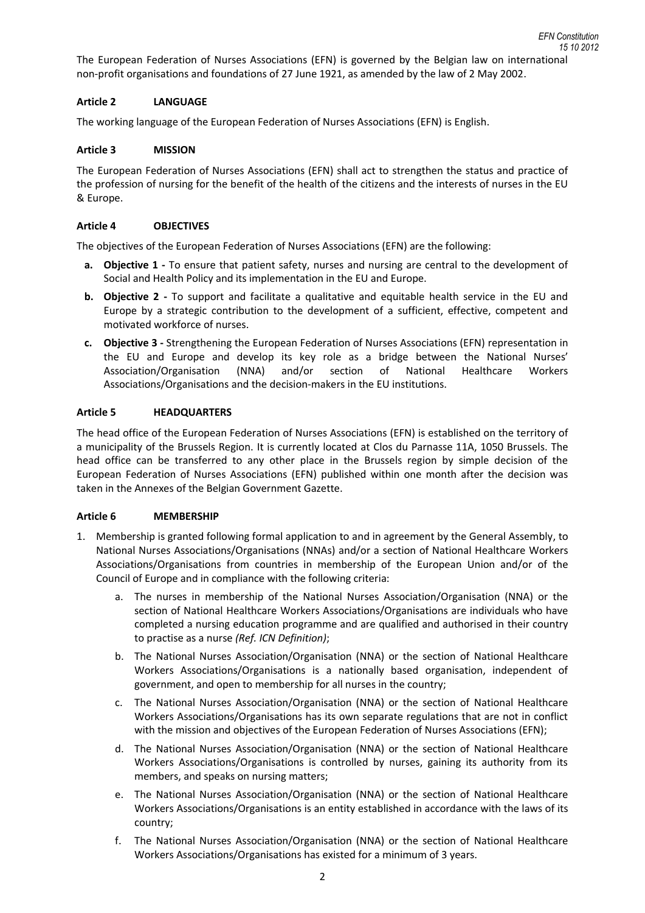The European Federation of Nurses Associations (EFN) is governed by the Belgian law on international non-profit organisations and foundations of 27 June 1921, as amended by the law of 2 May 2002.

### Article 2 LANGUAGE

The working language of the European Federation of Nurses Associations (EFN) is English.

### Article 3 MISSION

The European Federation of Nurses Associations (EFN) shall act to strengthen the status and practice of the profession of nursing for the benefit of the health of the citizens and the interests of nurses in the EU & Europe.

### Article 4 OBJECTIVES

The objectives of the European Federation of Nurses Associations (EFN) are the following:

a. **Objective 1 -** To ensure that patient safety, nurses and nursing are central to the development of Social and Health Policy and its implementation in the EU and Europe.

b. **Objective 2 -** To support and facilitate a qualitative and equitable health service in the EU and Europe by a strategic contribution to the development of a sufficient, effective, competent and motivated workforce of nurses.

c. **Objective 3 -** Strengthening the European Federation of Nurses Associations (EFN) representation in the EU and Europe and develop its key role as a bridge between the National Nurses' Association/Organisation (NNA) and/or section of National Healthcare Workers Associations/Organisations and the decision-makers in the EU institutions.

### Article 5 HEADQUARTERS

The head office of the European Federation of Nurses Associations (EFN) is established on the territory of a municipality of the Brussels Region. It is currently located at Clos du Parnasse 11A, 1050 Brussels. The head office can be transferred to any other place in the Brussels region by simple decision of the European Federation of Nurses Associations (EFN) published within one month after the decision was taken in the Annexes of the Belgian Government Gazette.

### Article 6 MEMBERSHIP

1. Membership is granted following formal application to and in agreement by the General Assembly, to National Nurses Associations/Organisations (NNAs) and/or a section of National Healthcare Workers Associations/Organisations from countries in membership of the European Union and/or of the Council of Europe and in compliance with the following criteria:
    a. The nurses in membership of the National Nurses Association/Organisation (NNA) or the section of National Healthcare Workers Associations/Organisations are individuals who have completed a nursing education programme and are qualified and authorised in their country to practise as a nurse *(Ref. ICN Definition)*;
    b. The National Nurses Association/Organisation (NNA) or the section of National Healthcare Workers Associations/Organisations is a nationally based organisation, independent of government, and open to membership for all nurses in the country;
    c. The National Nurses Association/Organisation (NNA) or the section of National Healthcare Workers Associations/Organisations has its own separate regulations that are not in conflict with the mission and objectives of the European Federation of Nurses Associations (EFN);
    d. The National Nurses Association/Organisation (NNA) or the section of National Healthcare Workers Associations/Organisations is controlled by nurses, gaining its authority from its members, and speaks on nursing matters;
    e. The National Nurses Association/Organisation (NNA) or the section of National Healthcare Workers Associations/Organisations is an entity established in accordance with the laws of its country;
    f. The National Nurses Association/Organisation (NNA) or the section of National Healthcare Workers Associations/Organisations has existed for a minimum of 3 years.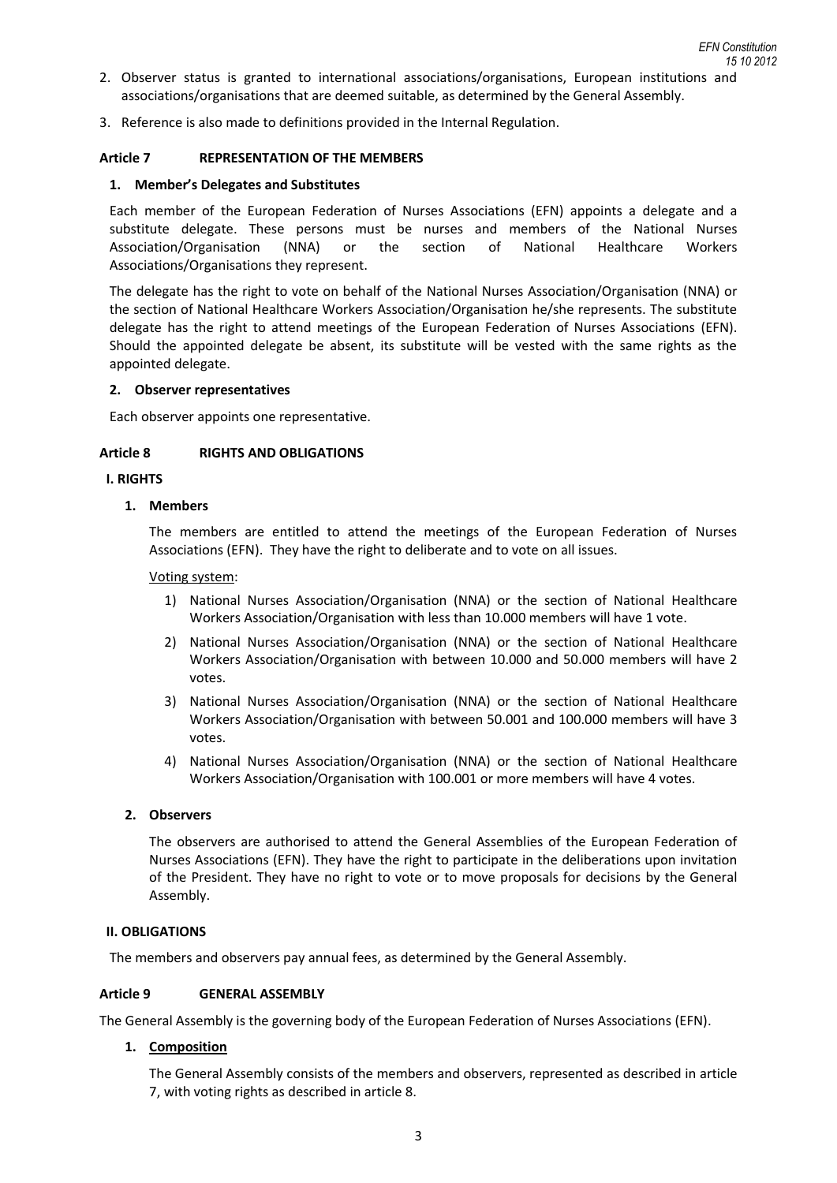2. Observer status is granted to international associations/organisations, European institutions and associations/organisations that are deemed suitable, as determined by the General Assembly.
3. Reference is also made to definitions provided in the Internal Regulation.

### Article 7 REPRESENTATION OF THE MEMBERS

**1. Member's Delegates and Substitutes**

Each member of the European Federation of Nurses Associations (EFN) appoints a delegate and a substitute delegate. These persons must be nurses and members of the National Nurses Association/Organisation (NNA) or the section of National Healthcare Workers Associations/Organisations they represent.

The delegate has the right to vote on behalf of the National Nurses Association/Organisation (NNA) or the section of National Healthcare Workers Association/Organisation he/she represents. The substitute delegate has the right to attend meetings of the European Federation of Nurses Associations (EFN). Should the appointed delegate be absent, its substitute will be vested with the same rights as the appointed delegate.

**2. Observer representatives**

Each observer appoints one representative.

### Article 8 RIGHTS AND OBLIGATIONS

**I. RIGHTS**

**1. Members**

The members are entitled to attend the meetings of the European Federation of Nurses Associations (EFN). They have the right to deliberate and to vote on all issues.

<u>Voting system</u>:

1) National Nurses Association/Organisation (NNA) or the section of National Healthcare Workers Association/Organisation with less than 10.000 members will have 1 vote.
2) National Nurses Association/Organisation (NNA) or the section of National Healthcare Workers Association/Organisation with between 10.000 and 50.000 members will have 2 votes.
3) National Nurses Association/Organisation (NNA) or the section of National Healthcare Workers Association/Organisation with between 50.001 and 100.000 members will have 3 votes.
4) National Nurses Association/Organisation (NNA) or the section of National Healthcare Workers Association/Organisation with 100.001 or more members will have 4 votes.

**2. Observers**

The observers are authorised to attend the General Assemblies of the European Federation of Nurses Associations (EFN). They have the right to participate in the deliberations upon invitation of the President. They have no right to vote or to move proposals for decisions by the General Assembly.

**II. OBLIGATIONS**

The members and observers pay annual fees, as determined by the General Assembly.

### Article 9 GENERAL ASSEMBLY

The General Assembly is the governing body of the European Federation of Nurses Associations (EFN).

**1. <u>Composition</u>**

The General Assembly consists of the members and observers, represented as described in article 7, with voting rights as described in article 8.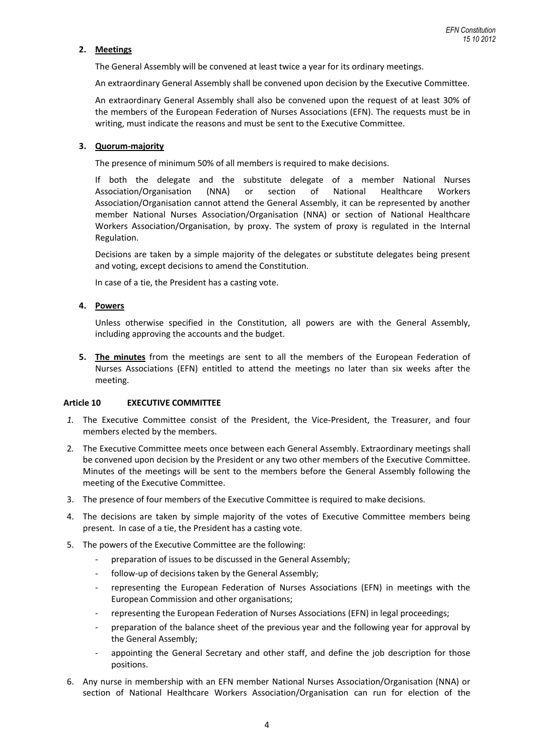**2. Meetings**

The General Assembly will be convened at least twice a year for its ordinary meetings.

An extraordinary General Assembly shall be convened upon decision by the Executive Committee.

An extraordinary General Assembly shall also be convened upon the request of at least 30% of the members of the European Federation of Nurses Associations (EFN). The requests must be in writing, must indicate the reasons and must be sent to the Executive Committee.

**3. Quorum-majority**

The presence of minimum 50% of all members is required to make decisions.

If both the delegate and the substitute delegate of a member National Nurses Association/Organisation (NNA) or section of National Healthcare Workers Association/Organisation cannot attend the General Assembly, it can be represented by another member National Nurses Association/Organisation (NNA) or section of National Healthcare Workers Association/Organisation, by proxy. The system of proxy is regulated in the Internal Regulation.

Decisions are taken by a simple majority of the delegates or substitute delegates being present and voting, except decisions to amend the Constitution.

In case of a tie, the President has a casting vote.

**4. Powers**

Unless otherwise specified in the Constitution, all powers are with the General Assembly, including approving the accounts and the budget.

**5. The minutes** from the meetings are sent to all the members of the European Federation of Nurses Associations (EFN) entitled to attend the meetings no later than six weeks after the meeting.

### Article 10 EXECUTIVE COMMITTEE

1. The Executive Committee consist of the President, the Vice-President, the Treasurer, and four members elected by the members.
2. The Executive Committee meets once between each General Assembly. Extraordinary meetings shall be convened upon decision by the President or any two other members of the Executive Committee. Minutes of the meetings will be sent to the members before the General Assembly following the meeting of the Executive Committee.
3. The presence of four members of the Executive Committee is required to make decisions.
4. The decisions are taken by simple majority of the votes of Executive Committee members being present. In case of a tie, the President has a casting vote.
5. The powers of the Executive Committee are the following:
   - preparation of issues to be discussed in the General Assembly;
   - follow-up of decisions taken by the General Assembly;
   - representing the European Federation of Nurses Associations (EFN) in meetings with the European Commission and other organisations;
   - representing the European Federation of Nurses Associations (EFN) in legal proceedings;
   - preparation of the balance sheet of the previous year and the following year for approval by the General Assembly;
   - appointing the General Secretary and other staff, and define the job description for those positions.
6. Any nurse in membership with an EFN member National Nurses Association/Organisation (NNA) or section of National Healthcare Workers Association/Organisation can run for election of the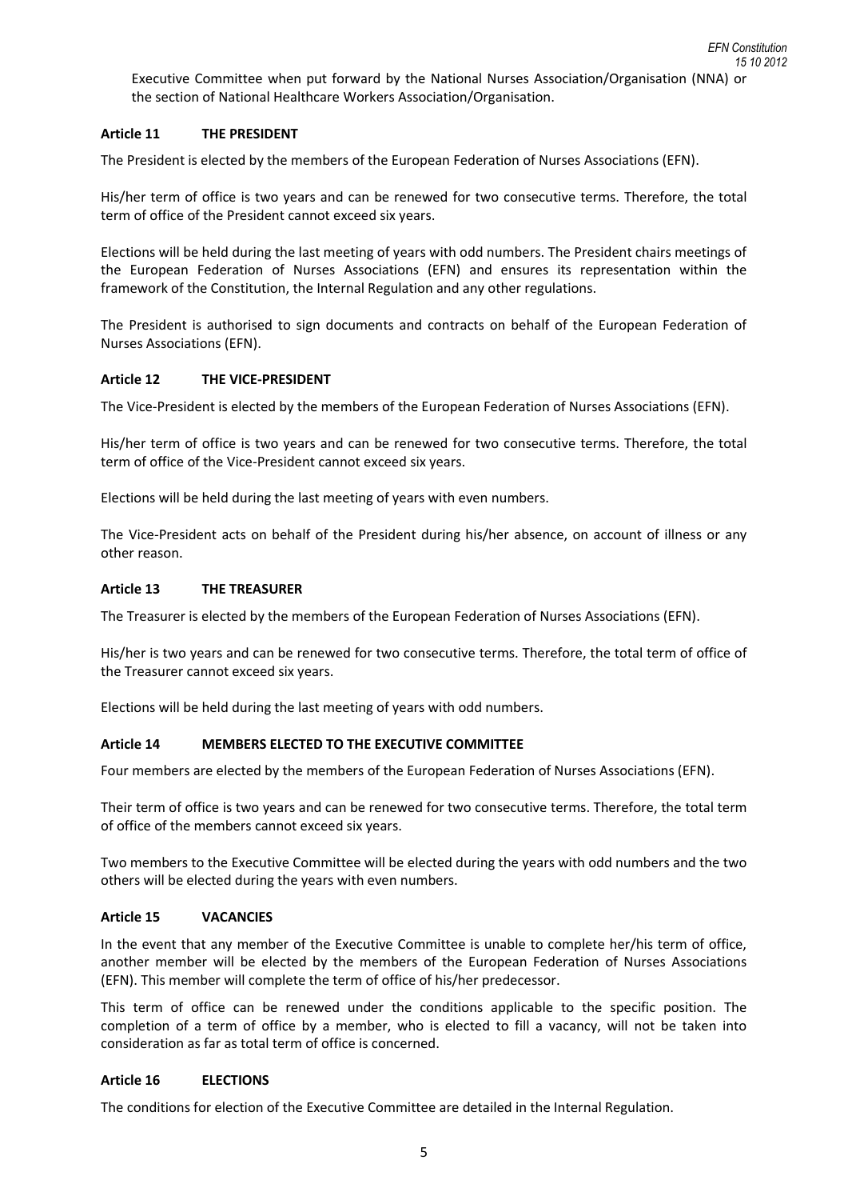Executive Committee when put forward by the National Nurses Association/Organisation (NNA) or the section of National Healthcare Workers Association/Organisation.

### Article 11 THE PRESIDENT

The President is elected by the members of the European Federation of Nurses Associations (EFN).

His/her term of office is two years and can be renewed for two consecutive terms. Therefore, the total term of office of the President cannot exceed six years.

Elections will be held during the last meeting of years with odd numbers. The President chairs meetings of the European Federation of Nurses Associations (EFN) and ensures its representation within the framework of the Constitution, the Internal Regulation and any other regulations.

The President is authorised to sign documents and contracts on behalf of the European Federation of Nurses Associations (EFN).

### Article 12 THE VICE-PRESIDENT

The Vice-President is elected by the members of the European Federation of Nurses Associations (EFN).

His/her term of office is two years and can be renewed for two consecutive terms. Therefore, the total term of office of the Vice-President cannot exceed six years.

Elections will be held during the last meeting of years with even numbers.

The Vice-President acts on behalf of the President during his/her absence, on account of illness or any other reason.

### Article 13 THE TREASURER

The Treasurer is elected by the members of the European Federation of Nurses Associations (EFN).

His/her is two years and can be renewed for two consecutive terms. Therefore, the total term of office of the Treasurer cannot exceed six years.

Elections will be held during the last meeting of years with odd numbers.

### Article 14 MEMBERS ELECTED TO THE EXECUTIVE COMMITTEE

Four members are elected by the members of the European Federation of Nurses Associations (EFN).

Their term of office is two years and can be renewed for two consecutive terms. Therefore, the total term of office of the members cannot exceed six years.

Two members to the Executive Committee will be elected during the years with odd numbers and the two others will be elected during the years with even numbers.

### Article 15 VACANCIES

In the event that any member of the Executive Committee is unable to complete her/his term of office, another member will be elected by the members of the European Federation of Nurses Associations (EFN). This member will complete the term of office of his/her predecessor.

This term of office can be renewed under the conditions applicable to the specific position. The completion of a term of office by a member, who is elected to fill a vacancy, will not be taken into consideration as far as total term of office is concerned.

### Article 16 ELECTIONS

The conditions for election of the Executive Committee are detailed in the Internal Regulation.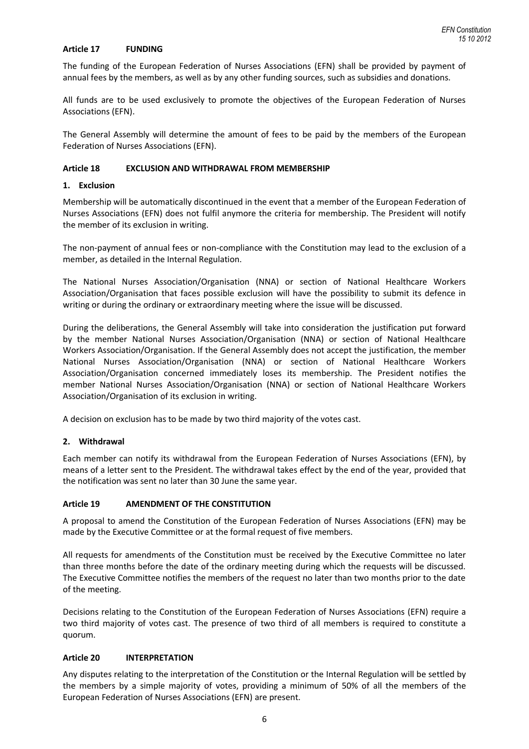## Article 17 FUNDING

The funding of the European Federation of Nurses Associations (EFN) shall be provided by payment of annual fees by the members, as well as by any other funding sources, such as subsidies and donations.

All funds are to be used exclusively to promote the objectives of the European Federation of Nurses Associations (EFN).

The General Assembly will determine the amount of fees to be paid by the members of the European Federation of Nurses Associations (EFN).

## Article 18 EXCLUSION AND WITHDRAWAL FROM MEMBERSHIP

### 1. Exclusion

Membership will be automatically discontinued in the event that a member of the European Federation of Nurses Associations (EFN) does not fulfil anymore the criteria for membership. The President will notify the member of its exclusion in writing.

The non-payment of annual fees or non-compliance with the Constitution may lead to the exclusion of a member, as detailed in the Internal Regulation.

The National Nurses Association/Organisation (NNA) or section of National Healthcare Workers Association/Organisation that faces possible exclusion will have the possibility to submit its defence in writing or during the ordinary or extraordinary meeting where the issue will be discussed.

During the deliberations, the General Assembly will take into consideration the justification put forward by the member National Nurses Association/Organisation (NNA) or section of National Healthcare Workers Association/Organisation. If the General Assembly does not accept the justification, the member National Nurses Association/Organisation (NNA) or section of National Healthcare Workers Association/Organisation concerned immediately loses its membership. The President notifies the member National Nurses Association/Organisation (NNA) or section of National Healthcare Workers Association/Organisation of its exclusion in writing.

A decision on exclusion has to be made by two third majority of the votes cast.

### 2. Withdrawal

Each member can notify its withdrawal from the European Federation of Nurses Associations (EFN), by means of a letter sent to the President. The withdrawal takes effect by the end of the year, provided that the notification was sent no later than 30 June the same year.

## Article 19 AMENDMENT OF THE CONSTITUTION

A proposal to amend the Constitution of the European Federation of Nurses Associations (EFN) may be made by the Executive Committee or at the formal request of five members.

All requests for amendments of the Constitution must be received by the Executive Committee no later than three months before the date of the ordinary meeting during which the requests will be discussed. The Executive Committee notifies the members of the request no later than two months prior to the date of the meeting.

Decisions relating to the Constitution of the European Federation of Nurses Associations (EFN) require a two third majority of votes cast. The presence of two third of all members is required to constitute a quorum.

## Article 20 INTERPRETATION

Any disputes relating to the interpretation of the Constitution or the Internal Regulation will be settled by the members by a simple majority of votes, providing a minimum of 50% of all the members of the European Federation of Nurses Associations (EFN) are present.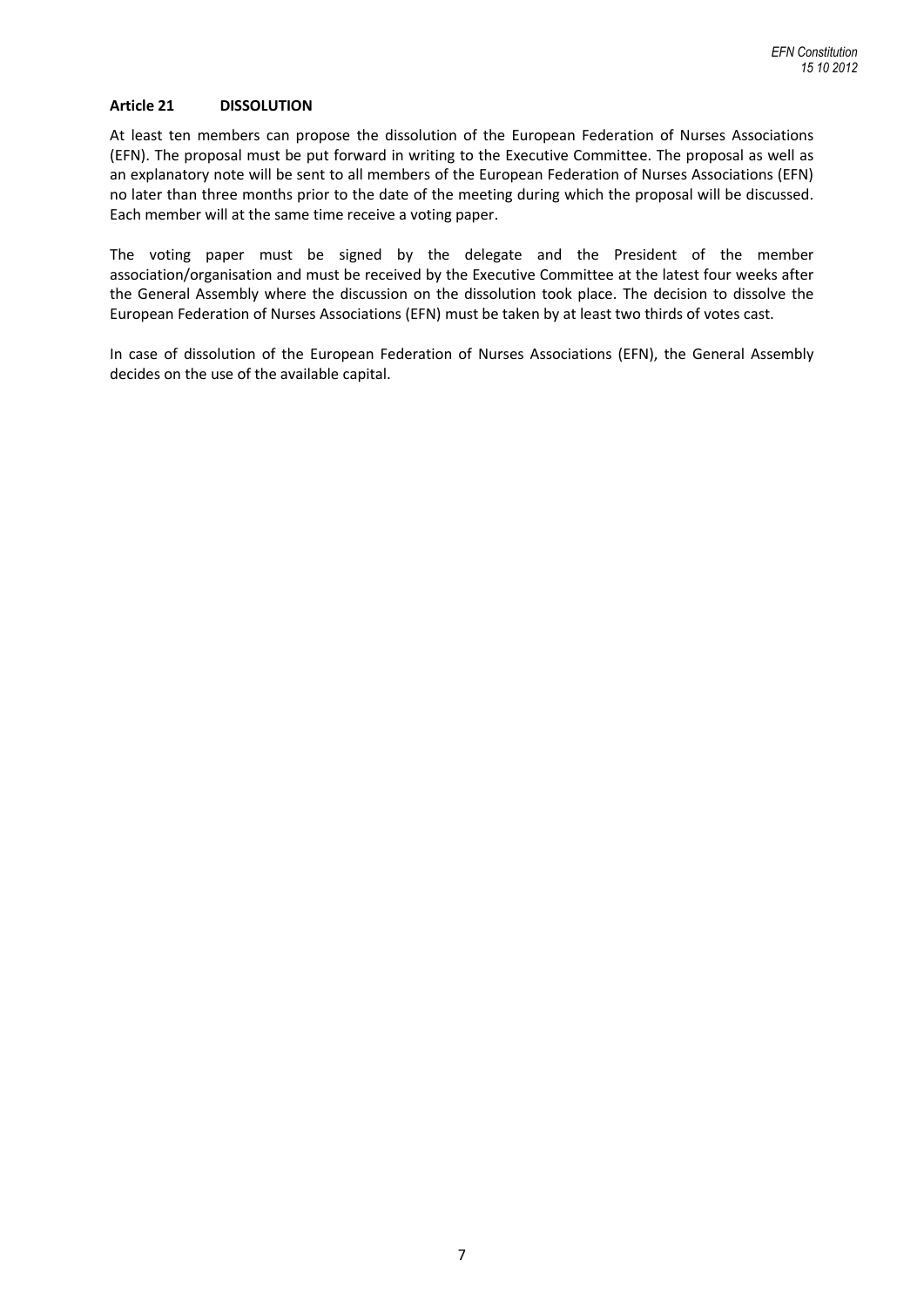### Article 21 DISSOLUTION

At least ten members can propose the dissolution of the European Federation of Nurses Associations (EFN). The proposal must be put forward in writing to the Executive Committee. The proposal as well as an explanatory note will be sent to all members of the European Federation of Nurses Associations (EFN) no later than three months prior to the date of the meeting during which the proposal will be discussed. Each member will at the same time receive a voting paper.

The voting paper must be signed by the delegate and the President of the member association/organisation and must be received by the Executive Committee at the latest four weeks after the General Assembly where the discussion on the dissolution took place. The decision to dissolve the European Federation of Nurses Associations (EFN) must be taken by at least two thirds of votes cast.

In case of dissolution of the European Federation of Nurses Associations (EFN), the General Assembly decides on the use of the available capital.